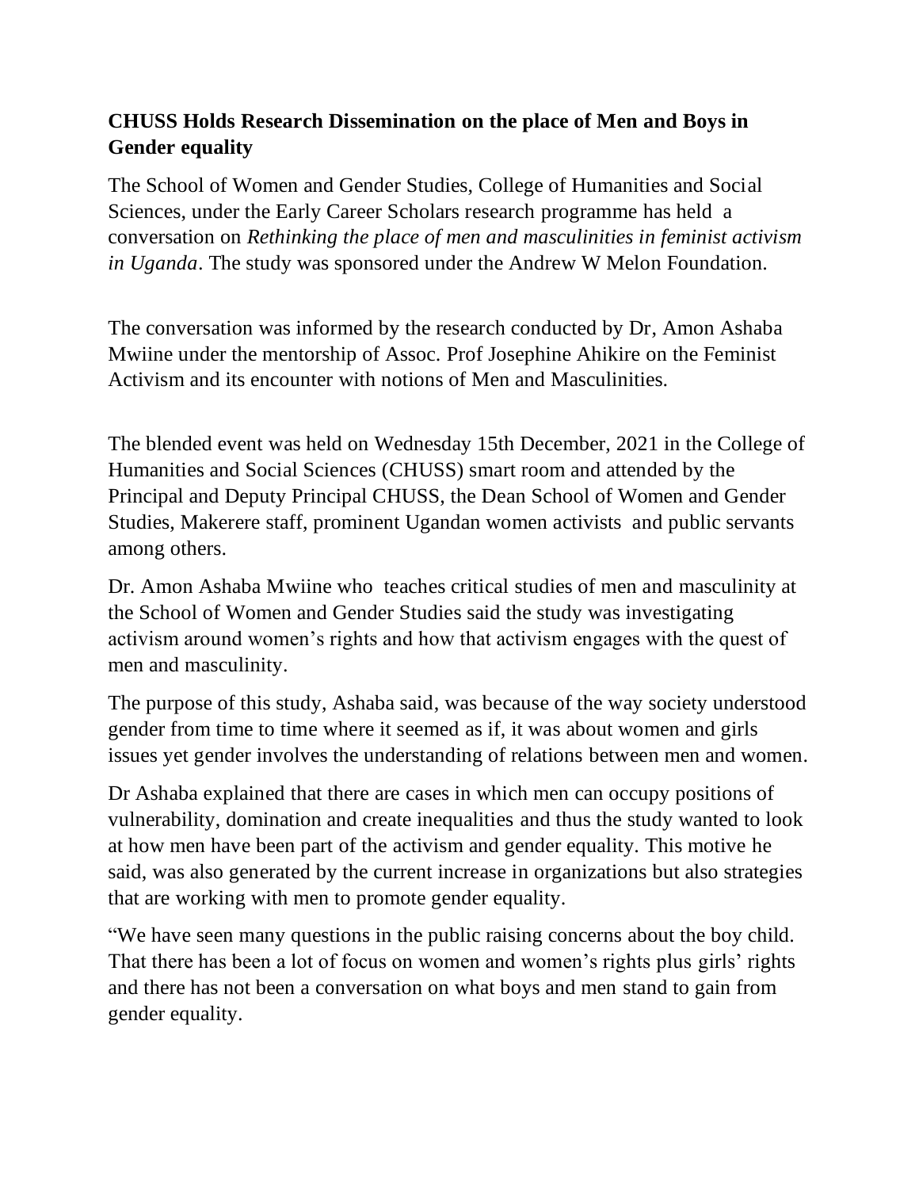**CHUSS Holds Research Dissemination on the place of Men and Boys in Gender equality**

The School of Women and Gender Studies, College of Humanities and Social Sciences, under the Early Career Scholars research programme has held a conversation on *Rethinking the place of men and masculinities in feminist activism in Uganda*. The study was sponsored under the Andrew W Melon Foundation.

The conversation was informed by the research conducted by Dr, Amon Ashaba Mwiine under the mentorship of Assoc. Prof Josephine Ahikire on the Feminist Activism and its encounter with notions of Men and Masculinities.

The blended event was held on Wednesday 15th December, 2021 in the College of Humanities and Social Sciences (CHUSS) smart room and attended by the Principal and Deputy Principal CHUSS, the Dean School of Women and Gender Studies, Makerere staff, prominent Ugandan women activists and public servants among others.

Dr. Amon Ashaba Mwiine who teaches critical studies of men and masculinity at the School of Women and Gender Studies said the study was investigating activism around women's rights and how that activism engages with the quest of men and masculinity.

The purpose of this study, Ashaba said, was because of the way society understood gender from time to time where it seemed as if, it was about women and girls issues yet gender involves the understanding of relations between men and women.

Dr Ashaba explained that there are cases in which men can occupy positions of vulnerability, domination and create inequalities and thus the study wanted to look at how men have been part of the activism and gender equality. This motive he said, was also generated by the current increase in organizations but also strategies that are working with men to promote gender equality.

"We have seen many questions in the public raising concerns about the boy child. That there has been a lot of focus on women and women's rights plus girls' rights and there has not been a conversation on what boys and men stand to gain from gender equality.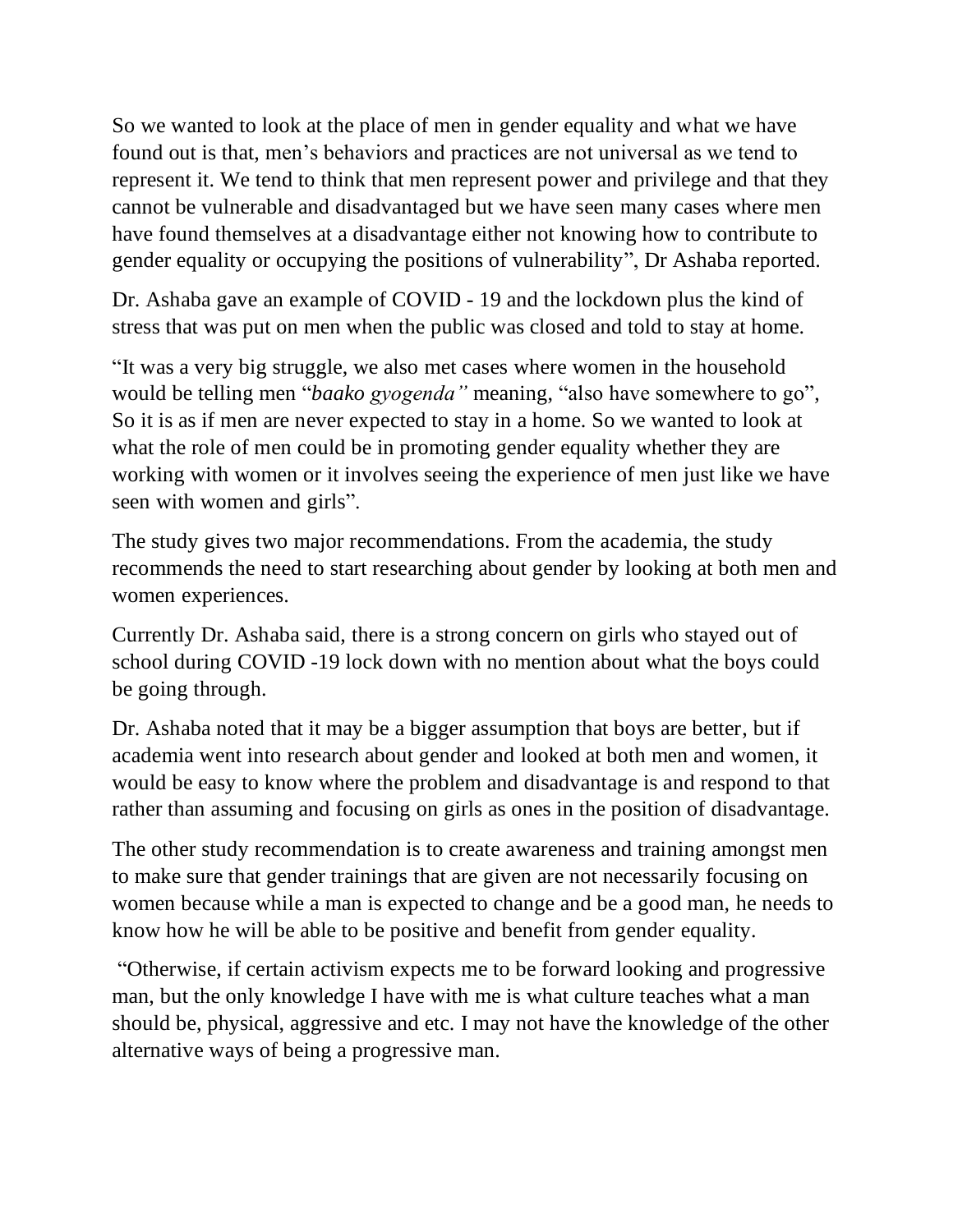So we wanted to look at the place of men in gender equality and what we have found out is that, men's behaviors and practices are not universal as we tend to represent it. We tend to think that men represent power and privilege and that they cannot be vulnerable and disadvantaged but we have seen many cases where men have found themselves at a disadvantage either not knowing how to contribute to gender equality or occupying the positions of vulnerability", Dr Ashaba reported.

Dr. Ashaba gave an example of COVID - 19 and the lockdown plus the kind of stress that was put on men when the public was closed and told to stay at home.

"It was a very big struggle, we also met cases where women in the household would be telling men "*baako gyogenda"* meaning, "also have somewhere to go", So it is as if men are never expected to stay in a home. So we wanted to look at what the role of men could be in promoting gender equality whether they are working with women or it involves seeing the experience of men just like we have seen with women and girls".

The study gives two major recommendations. From the academia, the study recommends the need to start researching about gender by looking at both men and women experiences.

Currently Dr. Ashaba said, there is a strong concern on girls who stayed out of school during COVID -19 lock down with no mention about what the boys could be going through.

Dr. Ashaba noted that it may be a bigger assumption that boys are better, but if academia went into research about gender and looked at both men and women, it would be easy to know where the problem and disadvantage is and respond to that rather than assuming and focusing on girls as ones in the position of disadvantage.

The other study recommendation is to create awareness and training amongst men to make sure that gender trainings that are given are not necessarily focusing on women because while a man is expected to change and be a good man, he needs to know how he will be able to be positive and benefit from gender equality.

"Otherwise, if certain activism expects me to be forward looking and progressive man, but the only knowledge I have with me is what culture teaches what a man should be, physical, aggressive and etc. I may not have the knowledge of the other alternative ways of being a progressive man.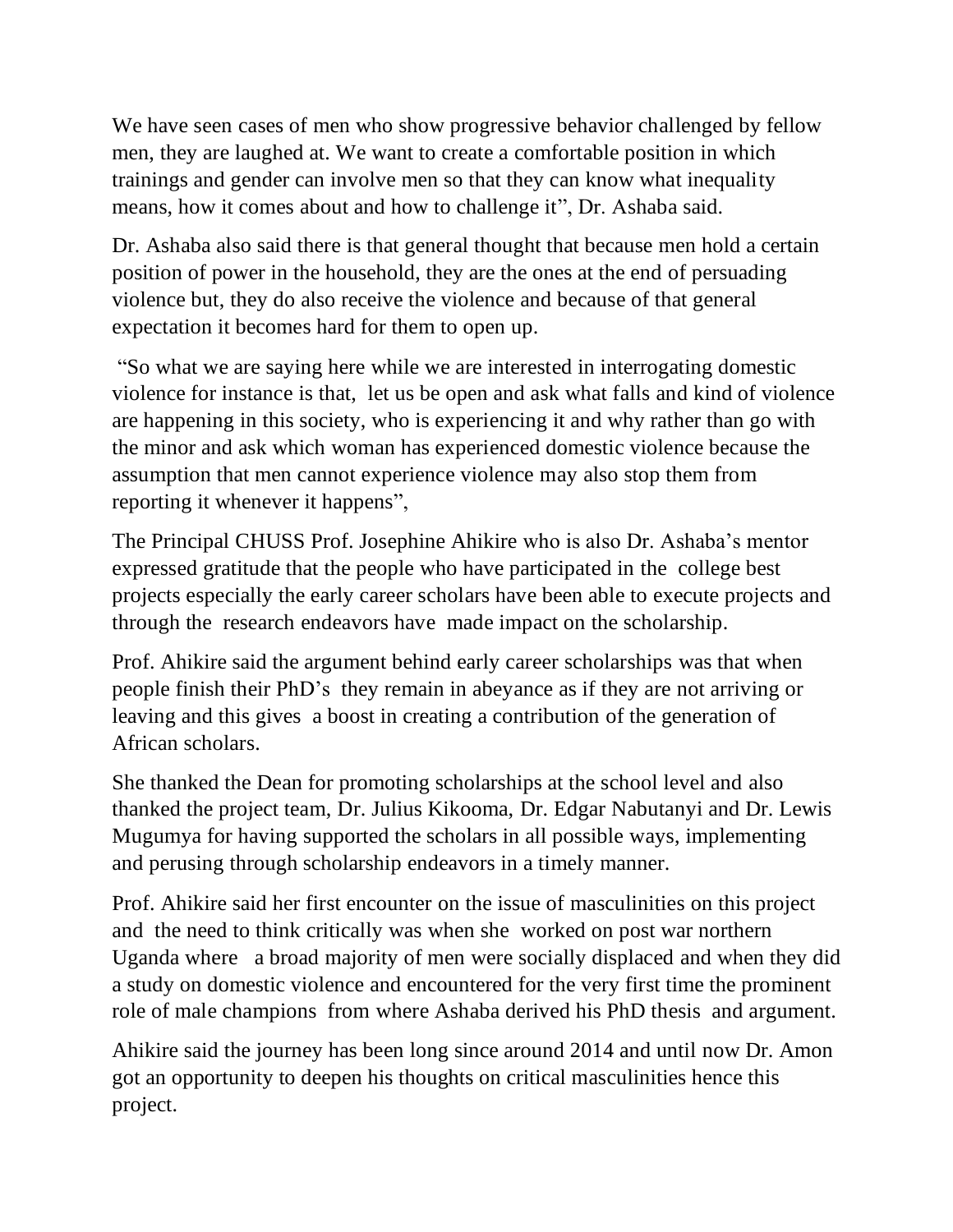We have seen cases of men who show progressive behavior challenged by fellow men, they are laughed at. We want to create a comfortable position in which trainings and gender can involve men so that they can know what inequality means, how it comes about and how to challenge it", Dr. Ashaba said.

Dr. Ashaba also said there is that general thought that because men hold a certain position of power in the household, they are the ones at the end of persuading violence but, they do also receive the violence and because of that general expectation it becomes hard for them to open up.

"So what we are saying here while we are interested in interrogating domestic violence for instance is that, let us be open and ask what falls and kind of violence are happening in this society, who is experiencing it and why rather than go with the minor and ask which woman has experienced domestic violence because the assumption that men cannot experience violence may also stop them from reporting it whenever it happens",

The Principal CHUSS Prof. Josephine Ahikire who is also Dr. Ashaba's mentor expressed gratitude that the people who have participated in the college best projects especially the early career scholars have been able to execute projects and through the research endeavors have made impact on the scholarship.

Prof. Ahikire said the argument behind early career scholarships was that when people finish their PhD's they remain in abeyance as if they are not arriving or leaving and this gives a boost in creating a contribution of the generation of African scholars.

She thanked the Dean for promoting scholarships at the school level and also thanked the project team, Dr. Julius Kikooma, Dr. Edgar Nabutanyi and Dr. Lewis Mugumya for having supported the scholars in all possible ways, implementing and perusing through scholarship endeavors in a timely manner.

Prof. Ahikire said her first encounter on the issue of masculinities on this project and the need to think critically was when she worked on post war northern Uganda where a broad majority of men were socially displaced and when they did a study on domestic violence and encountered for the very first time the prominent role of male champions from where Ashaba derived his PhD thesis and argument.

Ahikire said the journey has been long since around 2014 and until now Dr. Amon got an opportunity to deepen his thoughts on critical masculinities hence this project.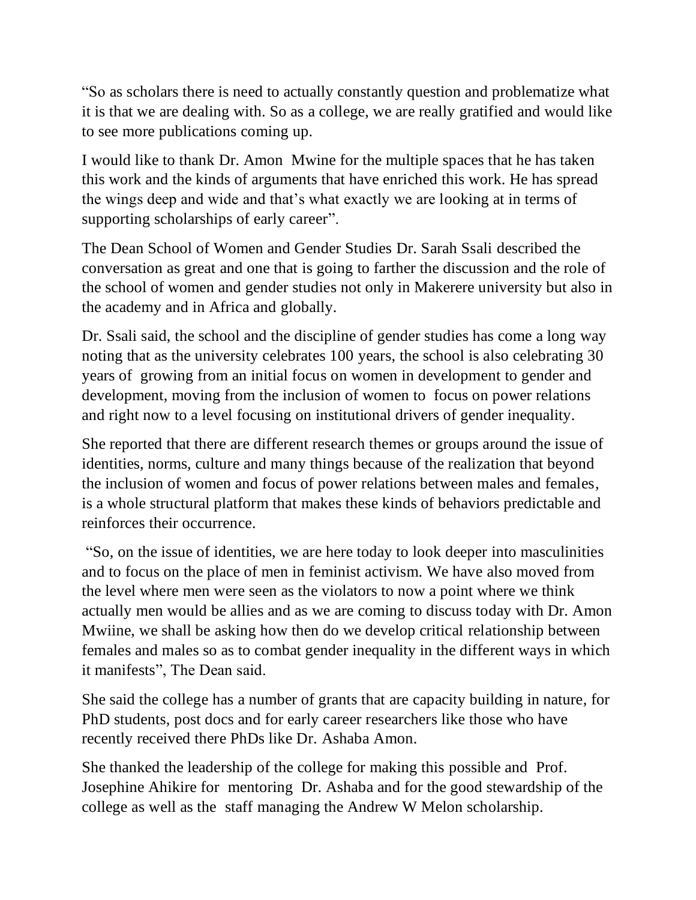"So as scholars there is need to actually constantly question and problematize what it is that we are dealing with. So as a college, we are really gratified and would like to see more publications coming up.

I would like to thank Dr. Amon Mwine for the multiple spaces that he has taken this work and the kinds of arguments that have enriched this work. He has spread the wings deep and wide and that's what exactly we are looking at in terms of supporting scholarships of early career".

The Dean School of Women and Gender Studies Dr. Sarah Ssali described the conversation as great and one that is going to farther the discussion and the role of the school of women and gender studies not only in Makerere university but also in the academy and in Africa and globally.

Dr. Ssali said, the school and the discipline of gender studies has come a long way noting that as the university celebrates 100 years, the school is also celebrating 30 years of growing from an initial focus on women in development to gender and development, moving from the inclusion of women to focus on power relations and right now to a level focusing on institutional drivers of gender inequality.

She reported that there are different research themes or groups around the issue of identities, norms, culture and many things because of the realization that beyond the inclusion of women and focus of power relations between males and females, is a whole structural platform that makes these kinds of behaviors predictable and reinforces their occurrence.

"So, on the issue of identities, we are here today to look deeper into masculinities and to focus on the place of men in feminist activism. We have also moved from the level where men were seen as the violators to now a point where we think actually men would be allies and as we are coming to discuss today with Dr. Amon Mwiine, we shall be asking how then do we develop critical relationship between females and males so as to combat gender inequality in the different ways in which it manifests", The Dean said.

She said the college has a number of grants that are capacity building in nature, for PhD students, post docs and for early career researchers like those who have recently received there PhDs like Dr. Ashaba Amon.

She thanked the leadership of the college for making this possible and Prof. Josephine Ahikire for mentoring Dr. Ashaba and for the good stewardship of the college as well as the staff managing the Andrew W Melon scholarship.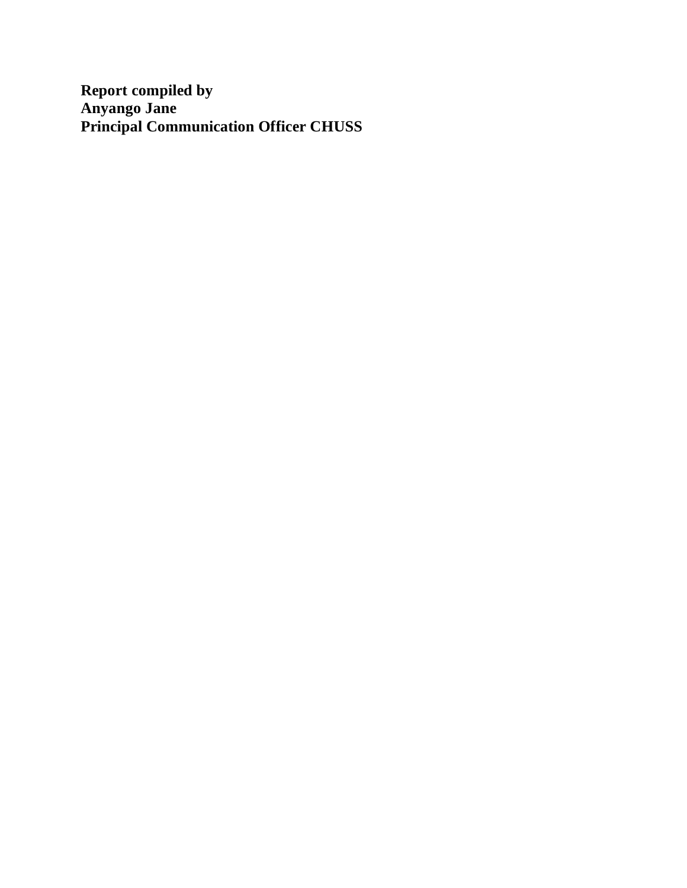**Report compiled by**
**Anyango Jane**
**Principal Communication Officer CHUSS**